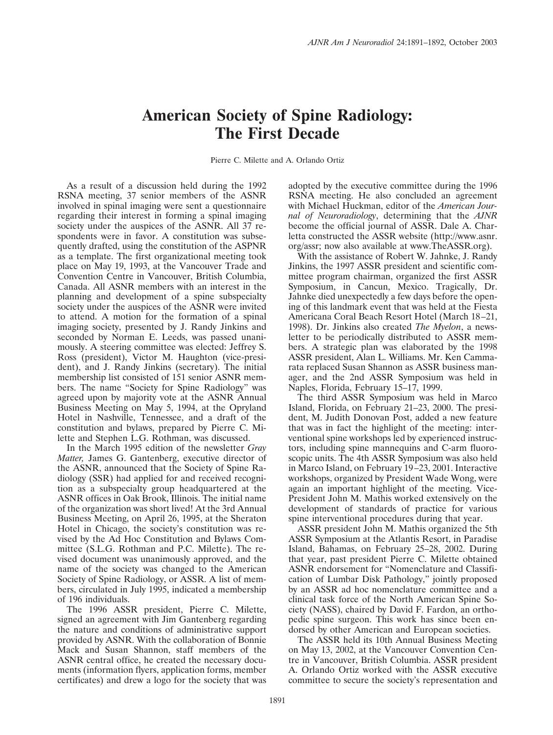# American Society of Spine Radiology: The First Decade

Pierre C. Milette and A. Orlando Ortiz

As a result of a discussion held during the 1992 RSNA meeting, 37 senior members of the ASNR involved in spinal imaging were sent a questionnaire regarding their interest in forming a spinal imaging society under the auspices of the ASNR. All 37 respondents were in favor. A constitution was subsequently drafted, using the constitution of the ASPNR as a template. The first organizational meeting took place on May 19, 1993, at the Vancouver Trade and Convention Centre in Vancouver, British Columbia, Canada. All ASNR members with an interest in the planning and development of a spine subspecialty society under the auspices of the ASNR were invited to attend. A motion for the formation of a spinal imaging society, presented by J. Randy Jinkins and seconded by Norman E. Leeds, was passed unanimously. A steering committee was elected: Jeffrey S. Ross (president), Victor M. Haughton (vice-president), and J. Randy Jinkins (secretary). The initial membership list consisted of 151 senior ASNR members. The name "Society for Spine Radiology" was agreed upon by majority vote at the ASNR Annual Business Meeting on May 5, 1994, at the Opryland Hotel in Nashville, Tennessee, and a draft of the constitution and bylaws, prepared by Pierre C. Milette and Stephen L.G. Rothman, was discussed.

In the March 1995 edition of the newsletter *Gray Matter,* James G. Gantenberg, executive director of the ASNR, announced that the Society of Spine Radiology (SSR) had applied for and received recognition as a subspecialty group headquartered at the ASNR offices in Oak Brook, Illinois. The initial name of the organization was short lived! At the 3rd Annual Business Meeting, on April 26, 1995, at the Sheraton Hotel in Chicago, the society's constitution was revised by the Ad Hoc Constitution and Bylaws Committee (S.L.G. Rothman and P.C. Milette). The revised document was unanimously approved, and the name of the society was changed to the American Society of Spine Radiology, or ASSR. A list of members, circulated in July 1995, indicated a membership of 196 individuals.

The 1996 ASSR president, Pierre C. Milette, signed an agreement with Jim Gantenberg regarding the nature and conditions of administrative support provided by ASNR. With the collaboration of Bonnie Mack and Susan Shannon, staff members of the ASNR central office, he created the necessary documents (information flyers, application forms, member certificates) and drew a logo for the society that was adopted by the executive committee during the 1996 RSNA meeting. He also concluded an agreement with Michael Huckman, editor of the *American Journal of Neuroradiology*, determining that the *AJNR* become the official journal of ASSR. Dale A. Charletta constructed the ASSR website (http://www.asnr.org/assr; now also available at www.TheASSR.org).

With the assistance of Robert W. Jahnke, J. Randy Jinkins, the 1997 ASSR president and scientific committee program chairman, organized the first ASSR Symposium, in Cancun, Mexico. Tragically, Dr. Jahnke died unexpectedly a few days before the opening of this landmark event that was held at the Fiesta Americana Coral Beach Resort Hotel (March 18–21, 1998). Dr. Jinkins also created *The Myelon*, a newsletter to be periodically distributed to ASSR members. A strategic plan was elaborated by the 1998 ASSR president, Alan L. Williams. Mr. Ken Cammarata replaced Susan Shannon as ASSR business manager, and the 2nd ASSR Symposium was held in Naples, Florida, February 15–17, 1999.

The third ASSR Symposium was held in Marco Island, Florida, on February 21–23, 2000. The president, M. Judith Donovan Post, added a new feature that was in fact the highlight of the meeting: interventional spine workshops led by experienced instructors, including spine mannequins and C-arm fluoroscopic units. The 4th ASSR Symposium was also held in Marco Island, on February 19–23, 2001. Interactive workshops, organized by President Wade Wong, were again an important highlight of the meeting. Vice-President John M. Mathis worked extensively on the development of standards of practice for various spine interventional procedures during that year.

ASSR president John M. Mathis organized the 5th ASSR Symposium at the Atlantis Resort, in Paradise Island, Bahamas, on February 25–28, 2002. During that year, past president Pierre C. Milette obtained ASNR endorsement for "Nomenclature and Classification of Lumbar Disk Pathology," jointly proposed by an ASSR ad hoc nomenclature committee and a clinical task force of the North American Spine Society (NASS), chaired by David F. Fardon, an orthopedic spine surgeon. This work has since been endorsed by other American and European societies.

The ASSR held its 10th Annual Business Meeting on May 13, 2002, at the Vancouver Convention Centre in Vancouver, British Columbia. ASSR president A. Orlando Ortiz worked with the ASSR executive committee to secure the society's representation and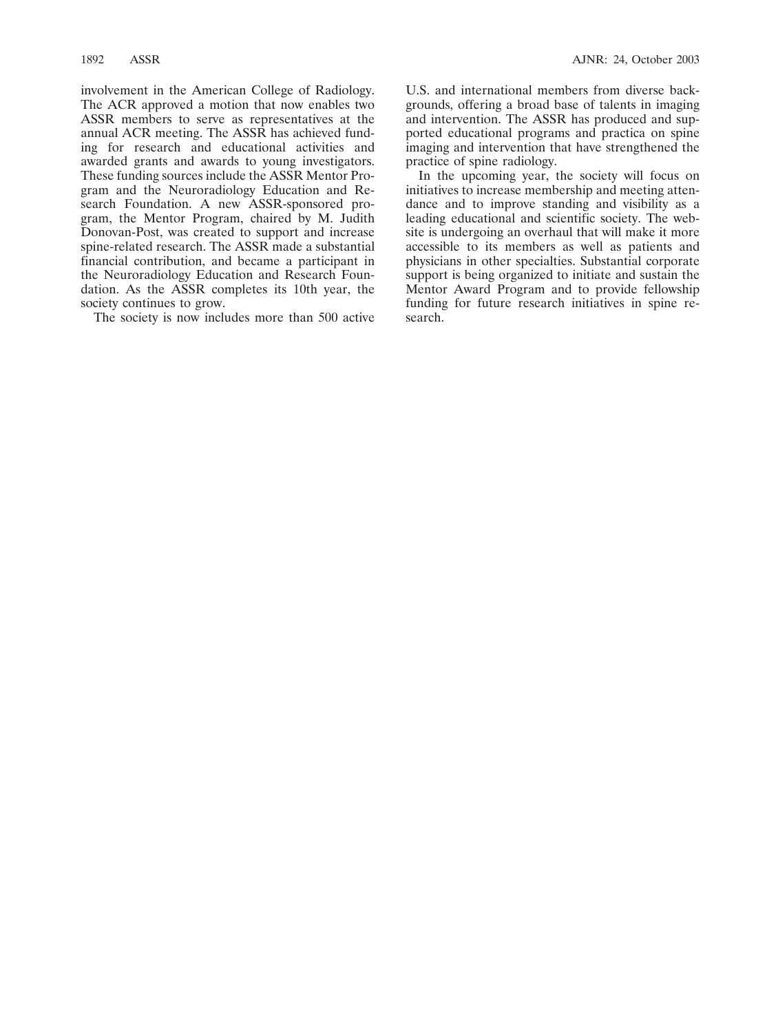involvement in the American College of Radiology. The ACR approved a motion that now enables two ASSR members to serve as representatives at the annual ACR meeting. The ASSR has achieved funding for research and educational activities and awarded grants and awards to young investigators. These funding sources include the ASSR Mentor Program and the Neuroradiology Education and Research Foundation. A new ASSR-sponsored program, the Mentor Program, chaired by M. Judith Donovan-Post, was created to support and increase spine-related research. The ASSR made a substantial financial contribution, and became a participant in the Neuroradiology Education and Research Foundation. As the ASSR completes its 10th year, the society continues to grow.

The society is now includes more than 500 active U.S. and international members from diverse backgrounds, offering a broad base of talents in imaging and intervention. The ASSR has produced and supported educational programs and practica on spine imaging and intervention that have strengthened the practice of spine radiology.

In the upcoming year, the society will focus on initiatives to increase membership and meeting attendance and to improve standing and visibility as a leading educational and scientific society. The website is undergoing an overhaul that will make it more accessible to its members as well as patients and physicians in other specialties. Substantial corporate support is being organized to initiate and sustain the Mentor Award Program and to provide fellowship funding for future research initiatives in spine research.